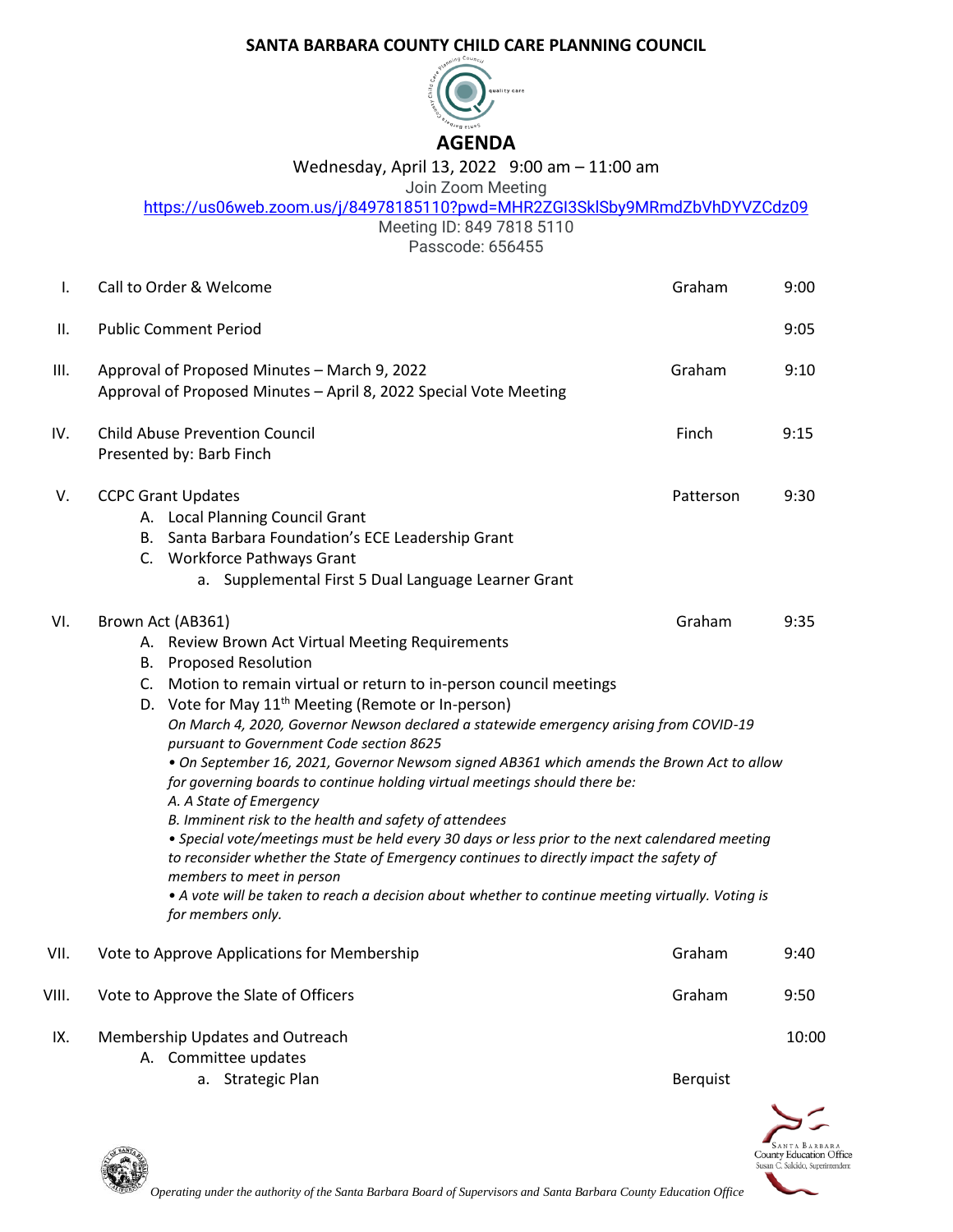# SANTA BARBARA COUNTY CHILD CARE PLANNING COUNCIL

## AGENDA

Wednesday, April 13, 2022 9:00 am – 11:00 am

Join Zoom Meeting

https://us06web.zoom.us/j/84978185110?pwd=MHR2ZGI3SklSby9MRmdZbVhDYVZCdz09

Meeting ID: 849 7818 5110

Passcode: 656455

| | | | |
|---|---|---|---|
| I. | Call to Order & Welcome | Graham | 9:00 |
| II. | Public Comment Period | | 9:05 |
| III. | Approval of Proposed Minutes – March 9, 2022<br>Approval of Proposed Minutes – April 8, 2022 Special Vote Meeting | Graham | 9:10 |
| IV. | Child Abuse Prevention Council<br>Presented by: Barb Finch | Finch | 9:15 |
| V. | CCPC Grant Updates<br>A. Local Planning Council Grant<br>B. Santa Barbara Foundation's ECE Leadership Grant<br>C. Workforce Pathways Grant<br>a. Supplemental First 5 Dual Language Learner Grant | Patterson | 9:30 |
| VI. | Brown Act (AB361)<br>A. Review Brown Act Virtual Meeting Requirements<br>B. Proposed Resolution<br>C. Motion to remain virtual or return to in-person council meetings<br>D. Vote for May 11th Meeting (Remote or In-person)<br>*On March 4, 2020, Governor Newson declared a statewide emergency arising from COVID-19 pursuant to Government Code section 8625*<br>*• On September 16, 2021, Governor Newsom signed AB361 which amends the Brown Act to allow for governing boards to continue holding virtual meetings should there be:*<br>*A. A State of Emergency*<br>*B. Imminent risk to the health and safety of attendees*<br>*• Special vote/meetings must be held every 30 days or less prior to the next calendared meeting to reconsider whether the State of Emergency continues to directly impact the safety of members to meet in person*<br>*• A vote will be taken to reach a decision about whether to continue meeting virtually. Voting is for members only.* | Graham | 9:35 |
| VII. | Vote to Approve Applications for Membership | Graham | 9:40 |
| VIII. | Vote to Approve the Slate of Officers | Graham | 9:50 |
| IX. | Membership Updates and Outreach<br>A. Committee updates<br>a. Strategic Plan | <br><br>Berquist | 10:00 |

*Operating under the authority of the Santa Barbara Board of Supervisors and Santa Barbara County Education Office*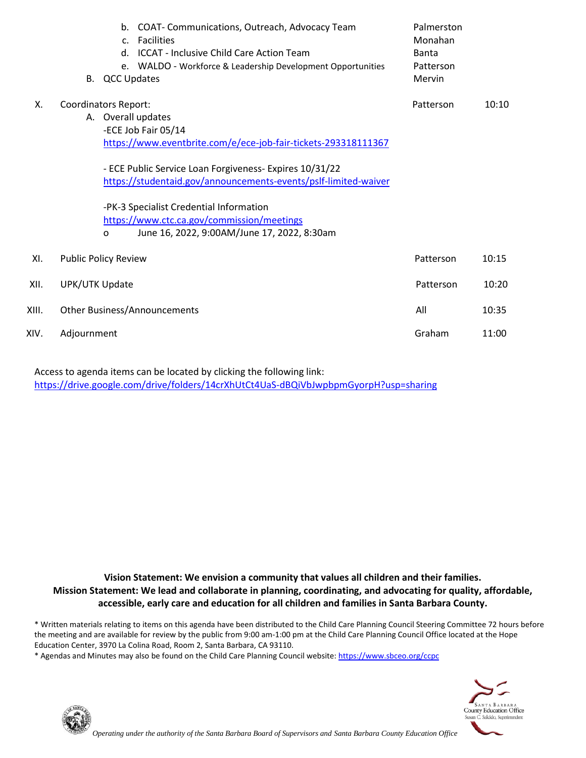| | | | |
|---|---|---|---|
| | b. COAT- Communications, Outreach, Advocacy Team | Palmerston | |
| | c. Facilities | Monahan | |
| | d. ICCAT - Inclusive Child Care Action Team | Banta | |
| | e. WALDO - Workforce & Leadership Development Opportunities | Patterson | |
| | B. QCC Updates | Mervin | |
| X. | Coordinators Report:<br>A. Overall updates<br>-ECE Job Fair 05/14<br>https://www.eventbrite.com/e/ece-job-fair-tickets-293318111367<br><br>- ECE Public Service Loan Forgiveness- Expires 10/31/22<br>https://studentaid.gov/announcements-events/pslf-limited-waiver<br><br>-PK-3 Specialist Credential Information<br>https://www.ctc.ca.gov/commission/meetings<br>o June 16, 2022, 9:00AM/June 17, 2022, 8:30am | Patterson | 10:10 |
| XI. | Public Policy Review | Patterson | 10:15 |
| XII. | UPK/UTK Update | Patterson | 10:20 |
| XIII. | Other Business/Announcements | All | 10:35 |
| XIV. | Adjournment | Graham | 11:00 |

Access to agenda items can be located by clicking the following link:
https://drive.google.com/drive/folders/14crXhUtCt4UaS-dBQiVbJwpbpmGyorpH?usp=sharing

**Vision Statement: We envision a community that values all children and their families.**
**Mission Statement: We lead and collaborate in planning, coordinating, and advocating for quality, affordable, accessible, early care and education for all children and families in Santa Barbara County.**

* Written materials relating to items on this agenda have been distributed to the Child Care Planning Council Steering Committee 72 hours before the meeting and are available for review by the public from 9:00 am-1:00 pm at the Child Care Planning Council Office located at the Hope Education Center, 3970 La Colina Road, Room 2, Santa Barbara, CA 93110.
* Agendas and Minutes may also be found on the Child Care Planning Council website: https://www.sbceo.org/ccpc

Santa Barbara County Education Office
Susan C. Salcido, Superintendent

*Operating under the authority of the Santa Barbara Board of Supervisors and Santa Barbara County Education Office*